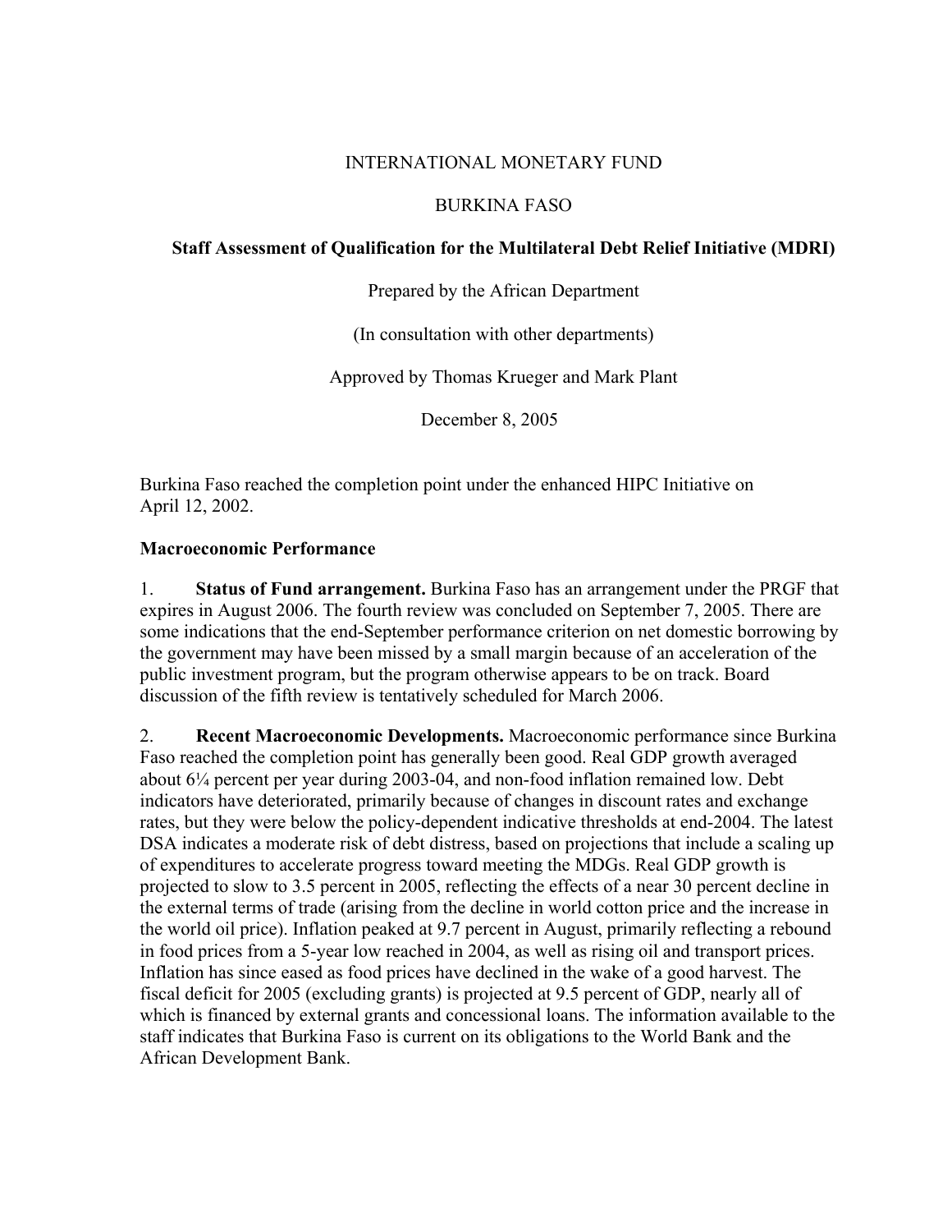# INTERNATIONAL MONETARY FUND

## BURKINA FASO

### Staff Assessment of Qualification for the Multilateral Debt Relief Initiative (MDRI)

Prepared by the African Department

(In consultation with other departments)

Approved by Thomas Krueger and Mark Plant

December 8, 2005

Burkina Faso reached the completion point under the enhanced HIPC Initiative on April 12, 2002.

**Macroeconomic Performance**

1. **Status of Fund arrangement.** Burkina Faso has an arrangement under the PRGF that expires in August 2006. The fourth review was concluded on September 7, 2005. There are some indications that the end-September performance criterion on net domestic borrowing by the government may have been missed by a small margin because of an acceleration of the public investment program, but the program otherwise appears to be on track. Board discussion of the fifth review is tentatively scheduled for March 2006.

2. **Recent Macroeconomic Developments.** Macroeconomic performance since Burkina Faso reached the completion point has generally been good. Real GDP growth averaged about 6¼ percent per year during 2003-04, and non-food inflation remained low. Debt indicators have deteriorated, primarily because of changes in discount rates and exchange rates, but they were below the policy-dependent indicative thresholds at end-2004. The latest DSA indicates a moderate risk of debt distress, based on projections that include a scaling up of expenditures to accelerate progress toward meeting the MDGs. Real GDP growth is projected to slow to 3.5 percent in 2005, reflecting the effects of a near 30 percent decline in the external terms of trade (arising from the decline in world cotton price and the increase in the world oil price). Inflation peaked at 9.7 percent in August, primarily reflecting a rebound in food prices from a 5-year low reached in 2004, as well as rising oil and transport prices. Inflation has since eased as food prices have declined in the wake of a good harvest. The fiscal deficit for 2005 (excluding grants) is projected at 9.5 percent of GDP, nearly all of which is financed by external grants and concessional loans. The information available to the staff indicates that Burkina Faso is current on its obligations to the World Bank and the African Development Bank.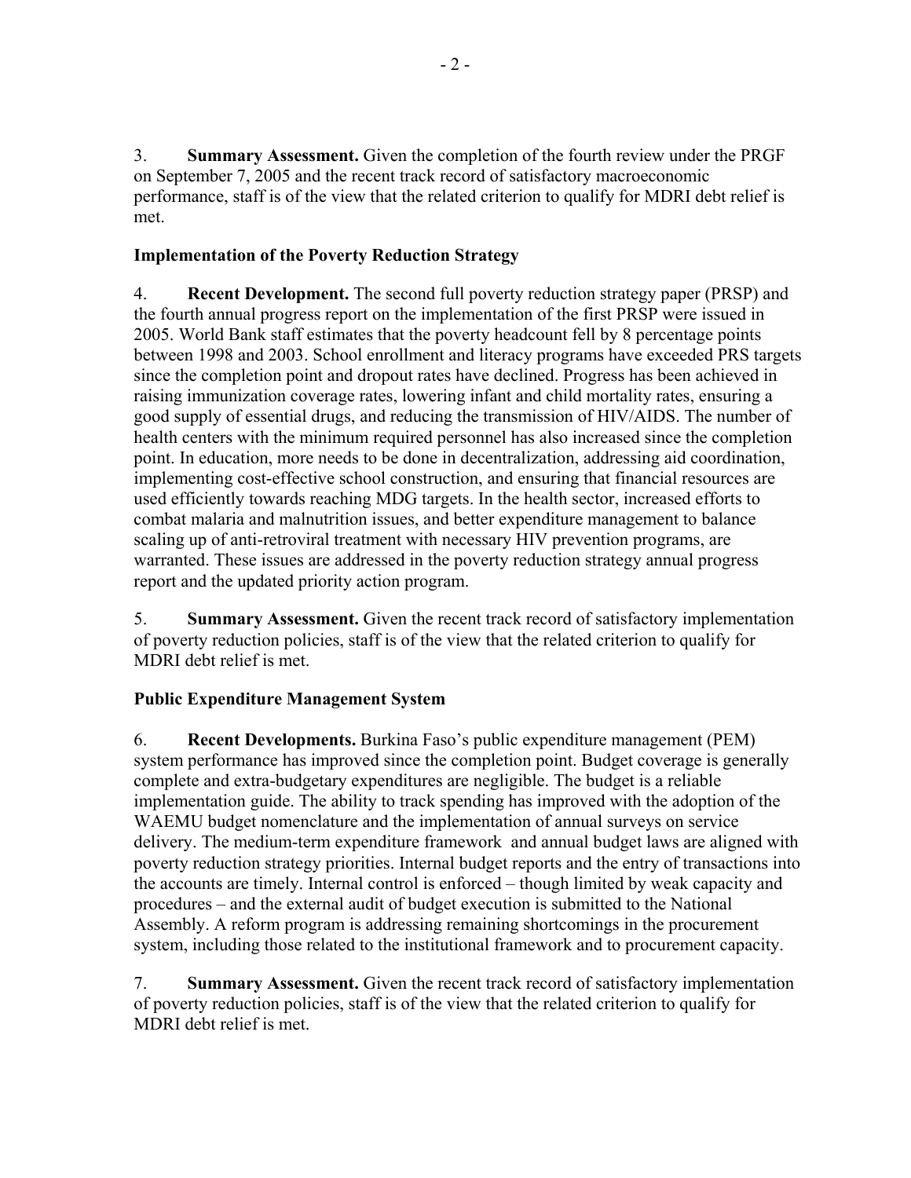3. **Summary Assessment.** Given the completion of the fourth review under the PRGF on September 7, 2005 and the recent track record of satisfactory macroeconomic performance, staff is of the view that the related criterion to qualify for MDRI debt relief is met.

## Implementation of the Poverty Reduction Strategy

4. **Recent Development.** The second full poverty reduction strategy paper (PRSP) and the fourth annual progress report on the implementation of the first PRSP were issued in 2005. World Bank staff estimates that the poverty headcount fell by 8 percentage points between 1998 and 2003. School enrollment and literacy programs have exceeded PRS targets since the completion point and dropout rates have declined. Progress has been achieved in raising immunization coverage rates, lowering infant and child mortality rates, ensuring a good supply of essential drugs, and reducing the transmission of HIV/AIDS. The number of health centers with the minimum required personnel has also increased since the completion point. In education, more needs to be done in decentralization, addressing aid coordination, implementing cost-effective school construction, and ensuring that financial resources are used efficiently towards reaching MDG targets. In the health sector, increased efforts to combat malaria and malnutrition issues, and better expenditure management to balance scaling up of anti-retroviral treatment with necessary HIV prevention programs, are warranted. These issues are addressed in the poverty reduction strategy annual progress report and the updated priority action program.

5. **Summary Assessment.** Given the recent track record of satisfactory implementation of poverty reduction policies, staff is of the view that the related criterion to qualify for MDRI debt relief is met.

## Public Expenditure Management System

6. **Recent Developments.** Burkina Faso's public expenditure management (PEM) system performance has improved since the completion point. Budget coverage is generally complete and extra-budgetary expenditures are negligible. The budget is a reliable implementation guide. The ability to track spending has improved with the adoption of the WAEMU budget nomenclature and the implementation of annual surveys on service delivery. The medium-term expenditure framework and annual budget laws are aligned with poverty reduction strategy priorities. Internal budget reports and the entry of transactions into the accounts are timely. Internal control is enforced – though limited by weak capacity and procedures – and the external audit of budget execution is submitted to the National Assembly. A reform program is addressing remaining shortcomings in the procurement system, including those related to the institutional framework and to procurement capacity.

7. **Summary Assessment.** Given the recent track record of satisfactory implementation of poverty reduction policies, staff is of the view that the related criterion to qualify for MDRI debt relief is met.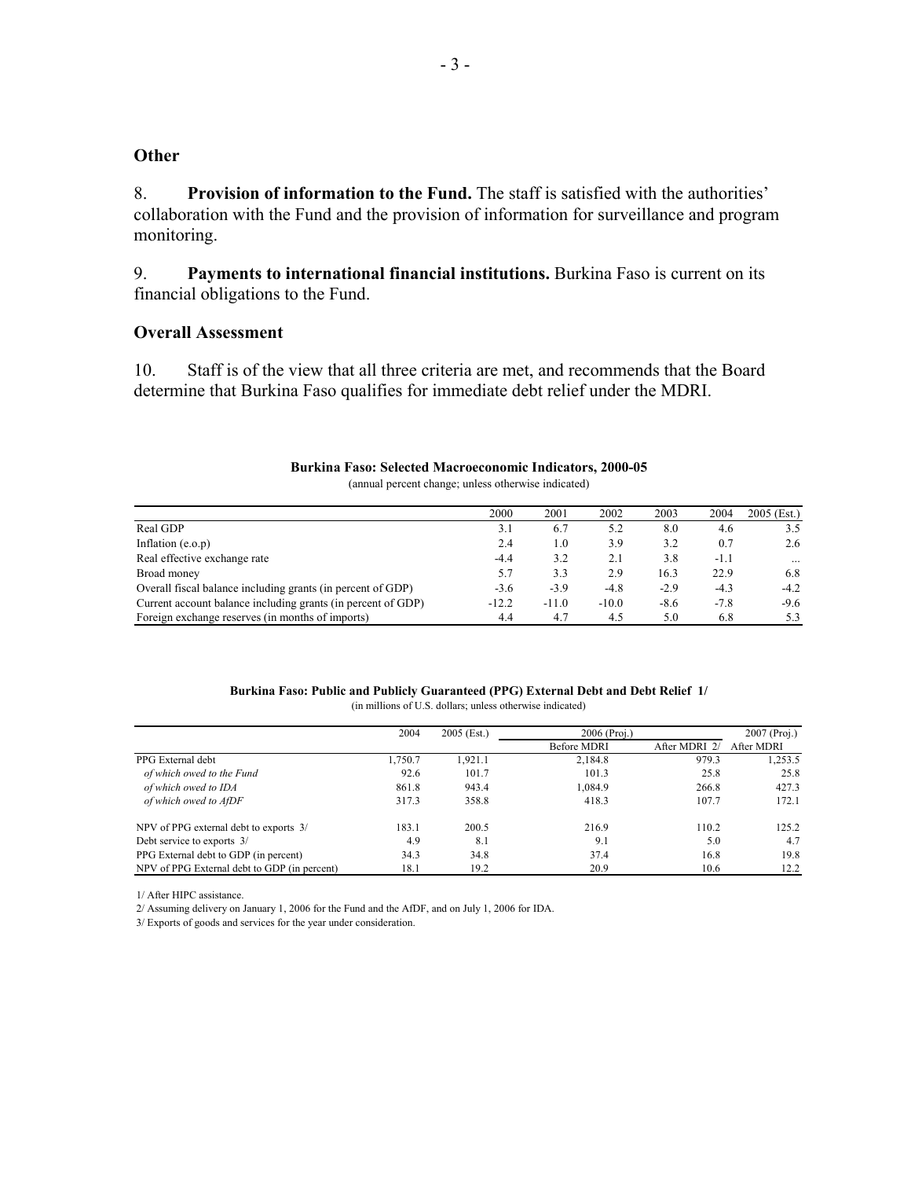## Other

8. **Provision of information to the Fund.** The staff is satisfied with the authorities' collaboration with the Fund and the provision of information for surveillance and program monitoring.

9. **Payments to international financial institutions.** Burkina Faso is current on its financial obligations to the Fund.

## Overall Assessment

10. Staff is of the view that all three criteria are met, and recommends that the Board determine that Burkina Faso qualifies for immediate debt relief under the MDRI.

**Burkina Faso: Selected Macroeconomic Indicators, 2000-05**

(annual percent change; unless otherwise indicated)

| | 2000 | 2001 | 2002 | 2003 | 2004 | 2005 (Est.) |
|---|---|---|---|---|---|---|
| Real GDP | 3.1 | 6.7 | 5.2 | 8.0 | 4.6 | 3.5 |
| Inflation (e.o.p) | 2.4 | 1.0 | 3.9 | 3.2 | 0.7 | 2.6 |
| Real effective exchange rate | -4.4 | 3.2 | 2.1 | 3.8 | -1.1 | ... |
| Broad money | 5.7 | 3.3 | 2.9 | 16.3 | 22.9 | 6.8 |
| Overall fiscal balance including grants (in percent of GDP) | -3.6 | -3.9 | -4.8 | -2.9 | -4.3 | -4.2 |
| Current account balance including grants (in percent of GDP) | -12.2 | -11.0 | -10.0 | -8.6 | -7.8 | -9.6 |
| Foreign exchange reserves (in months of imports) | 4.4 | 4.7 | 4.5 | 5.0 | 6.8 | 5.3 |

**Burkina Faso: Public and Publicly Guaranteed (PPG) External Debt and Debt Relief 1/**

(in millions of U.S. dollars; unless otherwise indicated)

| | 2004 | 2005 (Est.) | 2006 (Proj.) | | 2007 (Proj.) |
|---|---|---|---|---|---|
| | | | Before MDRI | After MDRI 2/ | After MDRI |
| PPG External debt | 1,750.7 | 1,921.1 | 2,184.8 | 979.3 | 1,253.5 |
| *of which owed to the Fund* | 92.6 | 101.7 | 101.3 | 25.8 | 25.8 |
| *of which owed to IDA* | 861.8 | 943.4 | 1,084.9 | 266.8 | 427.3 |
| *of which owed to AfDF* | 317.3 | 358.8 | 418.3 | 107.7 | 172.1 |
| | | | | | |
| NPV of PPG external debt to exports 3/ | 183.1 | 200.5 | 216.9 | 110.2 | 125.2 |
| Debt service to exports 3/ | 4.9 | 8.1 | 9.1 | 5.0 | 4.7 |
| PPG External debt to GDP (in percent) | 34.3 | 34.8 | 37.4 | 16.8 | 19.8 |
| NPV of PPG External debt to GDP (in percent) | 18.1 | 19.2 | 20.9 | 10.6 | 12.2 |

1/ After HIPC assistance.

2/ Assuming delivery on January 1, 2006 for the Fund and the AfDF, and on July 1, 2006 for IDA.

3/ Exports of goods and services for the year under consideration.